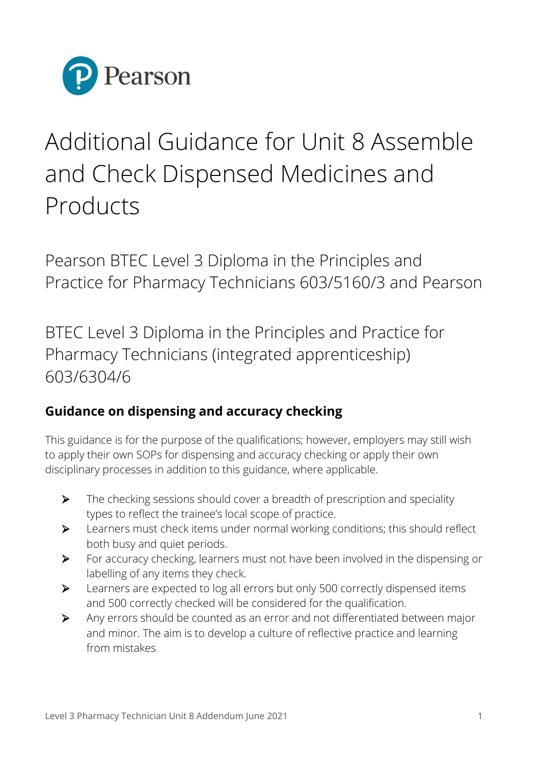Pearson

# Additional Guidance for Unit 8 Assemble and Check Dispensed Medicines and Products

Pearson BTEC Level 3 Diploma in the Principles and Practice for Pharmacy Technicians 603/5160/3 and Pearson

BTEC Level 3 Diploma in the Principles and Practice for Pharmacy Technicians (integrated apprenticeship) 603/6304/6

## Guidance on dispensing and accuracy checking

This guidance is for the purpose of the qualifications; however, employers may still wish to apply their own SOPs for dispensing and accuracy checking or apply their own disciplinary processes in addition to this guidance, where applicable.

- The checking sessions should cover a breadth of prescription and speciality types to reflect the trainee's local scope of practice.
- Learners must check items under normal working conditions; this should reflect both busy and quiet periods.
- For accuracy checking, learners must not have been involved in the dispensing or labelling of any items they check.
- Learners are expected to log all errors but only 500 correctly dispensed items and 500 correctly checked will be considered for the qualification.
- Any errors should be counted as an error and not differentiated between major and minor. The aim is to develop a culture of reflective practice and learning from mistakes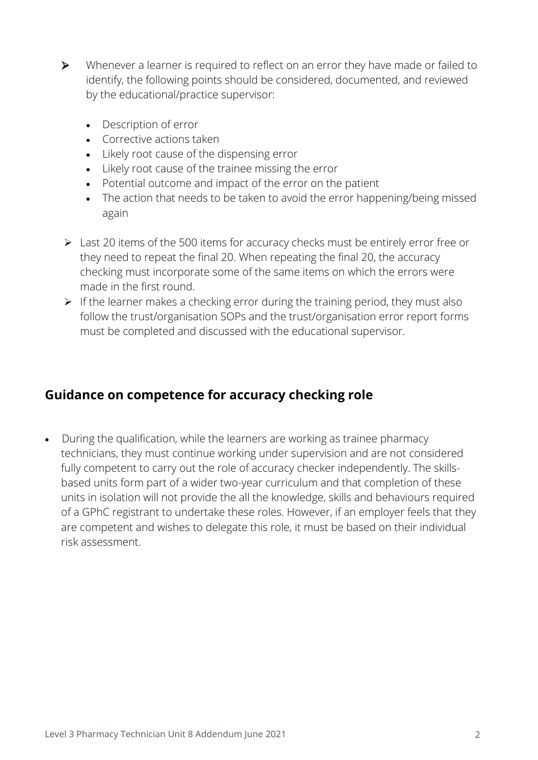- Whenever a learner is required to reflect on an error they have made or failed to identify, the following points should be considered, documented, and reviewed by the educational/practice supervisor:
  - Description of error
  - Corrective actions taken
  - Likely root cause of the dispensing error
  - Likely root cause of the trainee missing the error
  - Potential outcome and impact of the error on the patient
  - The action that needs to be taken to avoid the error happening/being missed again
- Last 20 items of the 500 items for accuracy checks must be entirely error free or they need to repeat the final 20. When repeating the final 20, the accuracy checking must incorporate some of the same items on which the errors were made in the first round.
- If the learner makes a checking error during the training period, they must also follow the trust/organisation SOPs and the trust/organisation error report forms must be completed and discussed with the educational supervisor.

## Guidance on competence for accuracy checking role

- During the qualification, while the learners are working as trainee pharmacy technicians, they must continue working under supervision and are not considered fully competent to carry out the role of accuracy checker independently. The skills-based units form part of a wider two-year curriculum and that completion of these units in isolation will not provide the all the knowledge, skills and behaviours required of a GPhC registrant to undertake these roles. However, if an employer feels that they are competent and wishes to delegate this role, it must be based on their individual risk assessment.